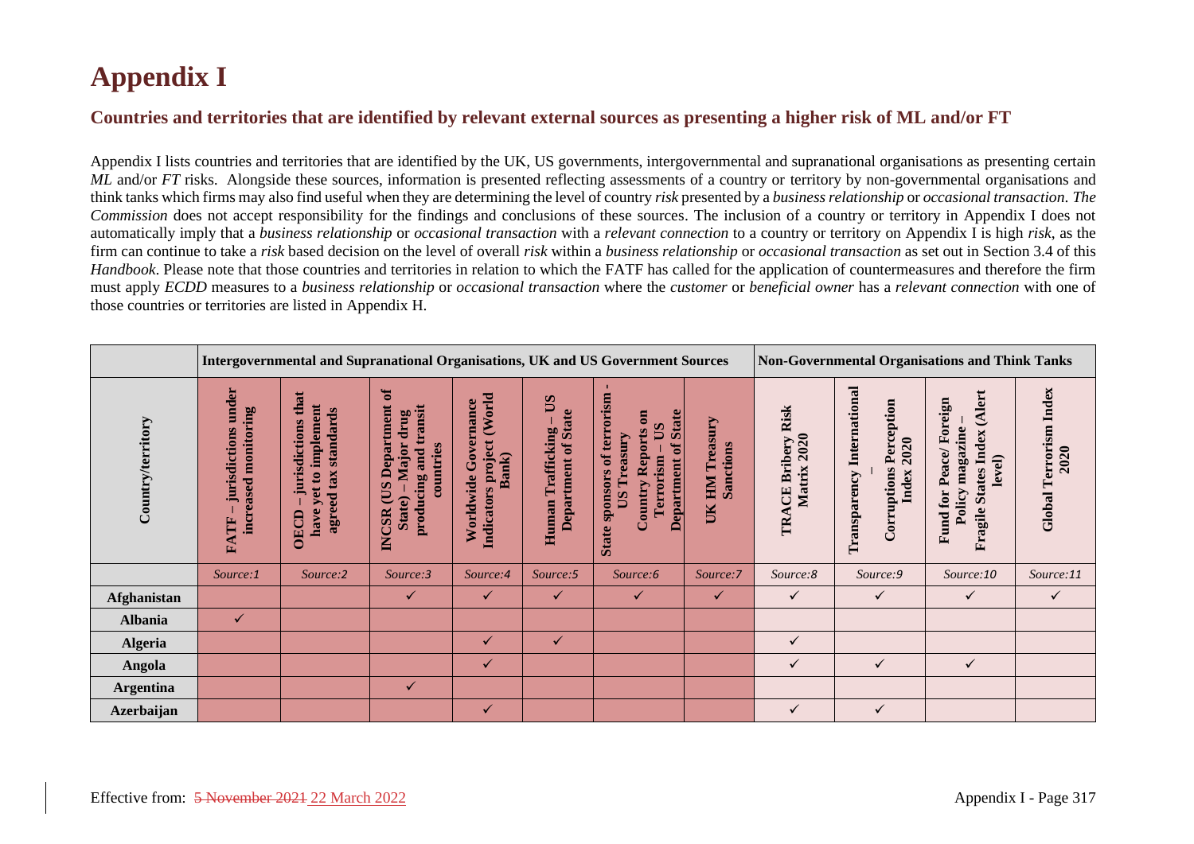# Appendix I

## Countries and territories that are identified by relevant external sources as presenting a higher risk of ML and/or FT

Appendix I lists countries and territories that are identified by the UK, US governments, intergovernmental and supranational organisations as presenting certain *ML* and/or *FT* risks. Alongside these sources, information is presented reflecting assessments of a country or territory by non-governmental organisations and think tanks which firms may also find useful when they are determining the level of country *risk* presented by a *business relationship* or *occasional transaction*. *The Commission* does not accept responsibility for the findings and conclusions of these sources. The inclusion of a country or territory in Appendix I does not automatically imply that a *business relationship* or *occasional transaction* with a *relevant connection* to a country or territory on Appendix I is high *risk*, as the firm can continue to take a *risk* based decision on the level of overall *risk* within a *business relationship* or *occasional transaction* as set out in Section 3.4 of this *Handbook*. Please note that those countries and territories in relation to which the FATF has called for the application of countermeasures and therefore the firm must apply *ECDD* measures to a *business relationship* or *occasional transaction* where the *customer* or *beneficial owner* has a *relevant connection* with one of those countries or territories are listed in Appendix H.

| | Intergovernmental and Supranational Organisations, UK and US Government Sources | | | | | | | Non-Governmental Organisations and Think Tanks | | | |
|---|---|---|---|---|---|---|---|---|---|---|---|
| Country/territory | FATF – jurisdictions under increased monitoring | OECD – jurisdictions that have yet to implement agreed tax standards | INCSR (US Department of State) – Major drug producing and transit countries | Worldwide Governance Indicators project (World Bank) | Human Trafficking – US Department of State | State sponsors of terrorism - US Treasury Country Reports on Terrorism – US Department of State | UK HM Treasury Sanctions | TRACE Bribery Risk Matrix 2020 | Transparency International – Corruptions Perception Index 2020 | Fund for Peace/ Foreign Policy magazine – Fragile States Index (Alert level) | Global Terrorism Index 2020 |
| | *Source:1* | *Source:2* | *Source:3* | *Source:4* | *Source:5* | *Source:6* | *Source:7* | *Source:8* | *Source:9* | *Source:10* | *Source:11* |
| **Afghanistan** | | | ✓ | ✓ | ✓ | ✓ | ✓ | ✓ | ✓ | ✓ | ✓ |
| **Albania** | ✓ | | | | | | | | | | |
| **Algeria** | | | | ✓ | ✓ | | | ✓ | | | |
| **Angola** | | | | ✓ | | | | ✓ | ✓ | ✓ | |
| **Argentina** | | | ✓ | | | | | | | | |
| **Azerbaijan** | | | | ✓ | | | | ✓ | ✓ | | |

Effective from: ~~5 November 2021~~ 22 March 2022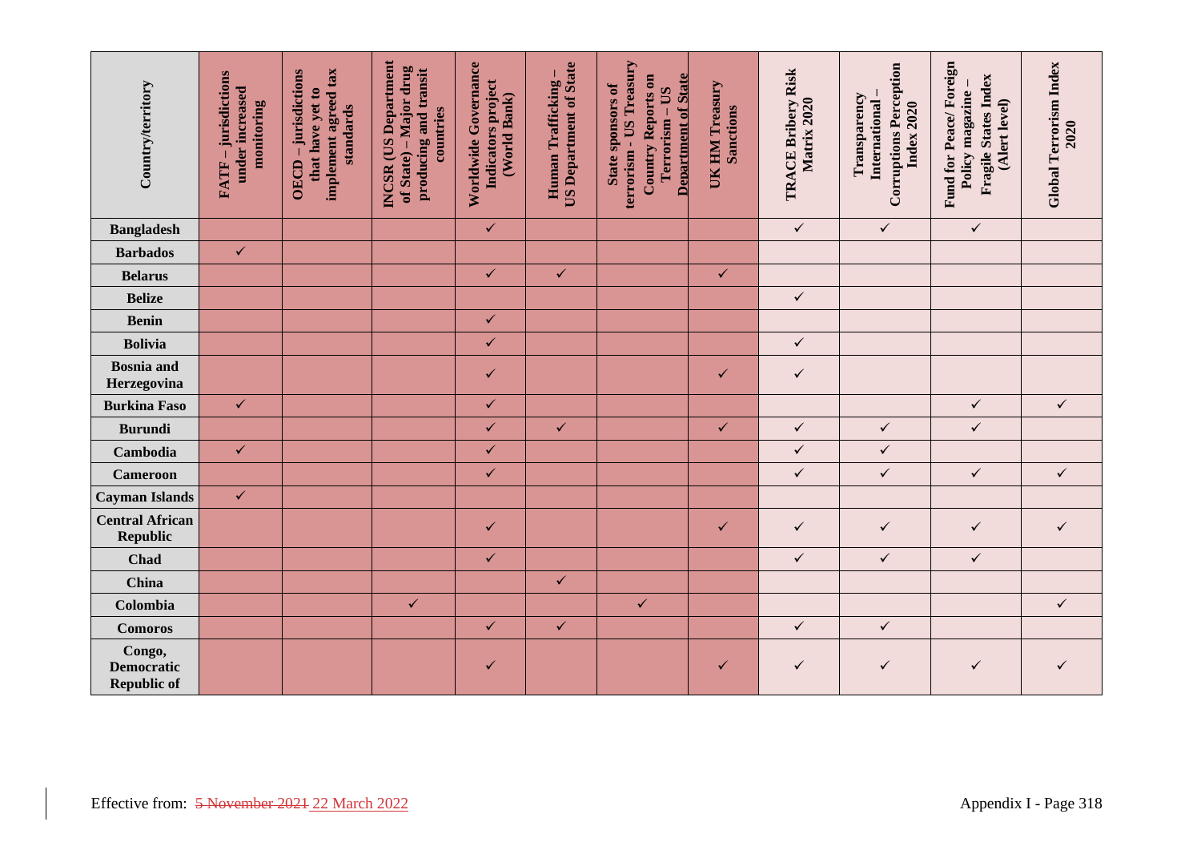| Country/territory | FATF – jurisdictions under increased monitoring | OECD – jurisdictions that have yet to implement agreed tax standards | INCSR (US Department of State) – Major drug producing and transit countries | Worldwide Governance Indicators project (World Bank) | Human Trafficking – US Department of State | State sponsors of terrorism - US Treasury Country Reports on Terrorism – US Department of State | UK HM Treasury Sanctions | TRACE Bribery Risk Matrix 2020 | Transparency International – Corruptions Perception Index 2020 | Fund for Peace/ Foreign Policy magazine – Fragile States Index (Alert level) | Global Terrorism Index 2020 |
|---|---|---|---|---|---|---|---|---|---|---|---|
| **Bangladesh** | | | | ✓ | | | | ✓ | ✓ | ✓ | |
| **Barbados** | ✓ | | | | | | | | | | |
| **Belarus** | | | | ✓ | ✓ | | ✓ | | | | |
| **Belize** | | | | | | | | ✓ | | | |
| **Benin** | | | | ✓ | | | | | | | |
| **Bolivia** | | | | ✓ | | | | ✓ | | | |
| **Bosnia and Herzegovina** | | | | ✓ | | | ✓ | ✓ | | | |
| **Burkina Faso** | ✓ | | | ✓ | | | | | | ✓ | ✓ |
| **Burundi** | | | | ✓ | ✓ | | ✓ | ✓ | ✓ | ✓ | |
| **Cambodia** | ✓ | | | ✓ | | | | ✓ | ✓ | | |
| **Cameroon** | | | | ✓ | | | | ✓ | ✓ | ✓ | ✓ |
| **Cayman Islands** | ✓ | | | | | | | | | | |
| **Central African Republic** | | | | ✓ | | | ✓ | ✓ | ✓ | ✓ | ✓ |
| **Chad** | | | | ✓ | | | | ✓ | ✓ | ✓ | |
| **China** | | | | | ✓ | | | | | | |
| **Colombia** | | | ✓ | | | ✓ | | | | | ✓ |
| **Comoros** | | | | ✓ | ✓ | | | ✓ | ✓ | | |
| **Congo, Democratic Republic of** | | | | ✓ | | | ✓ | ✓ | ✓ | ✓ | ✓ |

Effective from: ~~5 November 2021~~ 22 March 2022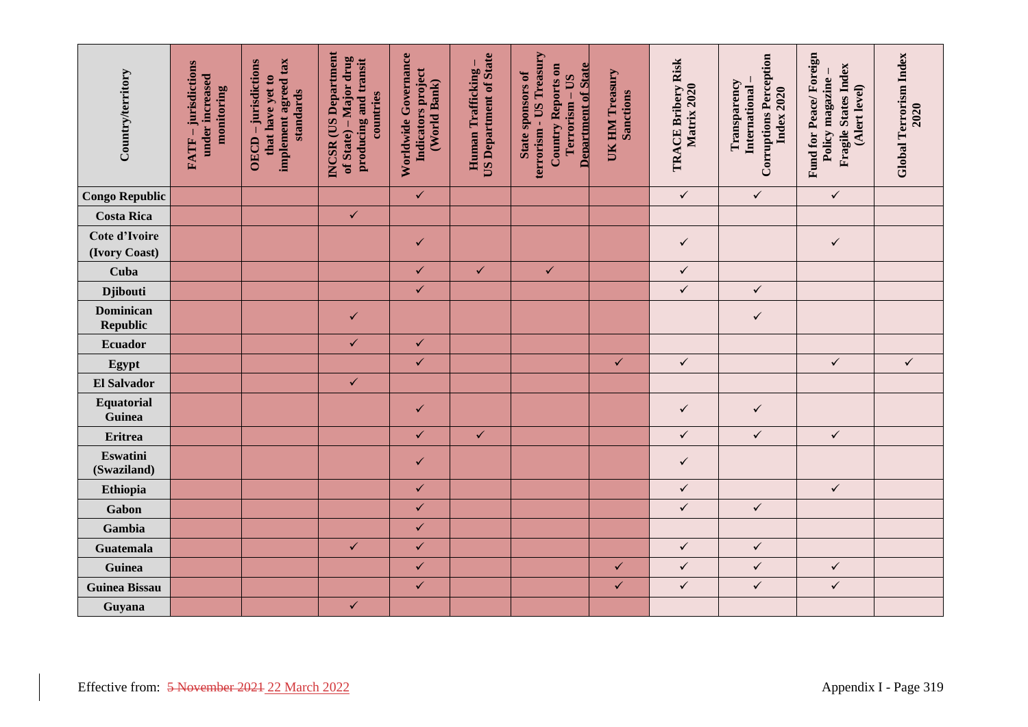| Country/territory | FATF – jurisdictions under increased monitoring | OECD – jurisdictions that have yet to implement agreed tax standards | INCSR (US Department of State) – Major drug producing and transit countries | Worldwide Governance Indicators project (World Bank) | Human Trafficking – US Department of State | State sponsors of terrorism - US Treasury Country Reports on Terrorism – US Department of State | UK HM Treasury Sanctions | TRACE Bribery Risk Matrix 2020 | Transparency International – Corruptions Perception Index 2020 | Fund for Peace/ Foreign Policy magazine – Fragile States Index (Alert level) | Global Terrorism Index 2020 |
|---|---|---|---|---|---|---|---|---|---|---|---|
| **Congo Republic** | | | | ✓ | | | | ✓ | ✓ | ✓ | |
| **Costa Rica** | | | ✓ | | | | | | | | |
| **Cote d'Ivoire (Ivory Coast)** | | | | ✓ | | | | ✓ | | ✓ | |
| **Cuba** | | | | ✓ | ✓ | ✓ | | ✓ | | | |
| **Djibouti** | | | | ✓ | | | | ✓ | ✓ | | |
| **Dominican Republic** | | | ✓ | | | | | | ✓ | | |
| **Ecuador** | | | ✓ | ✓ | | | | | | | |
| **Egypt** | | | | ✓ | | | ✓ | ✓ | | ✓ | ✓ |
| **El Salvador** | | | ✓ | | | | | | | | |
| **Equatorial Guinea** | | | | ✓ | | | | ✓ | ✓ | | |
| **Eritrea** | | | | ✓ | ✓ | | | ✓ | ✓ | ✓ | |
| **Eswatini (Swaziland)** | | | | ✓ | | | | ✓ | | | |
| **Ethiopia** | | | | ✓ | | | | ✓ | | ✓ | |
| **Gabon** | | | | ✓ | | | | ✓ | ✓ | | |
| **Gambia** | | | | ✓ | | | | | | | |
| **Guatemala** | | | ✓ | ✓ | | | | ✓ | ✓ | | |
| **Guinea** | | | | ✓ | | | ✓ | ✓ | ✓ | ✓ | |
| **Guinea Bissau** | | | | ✓ | | | ✓ | ✓ | ✓ | ✓ | |
| **Guyana** | | | ✓ | | | | | | | | |

Effective from: ~~5 November 2021~~ 22 March 2022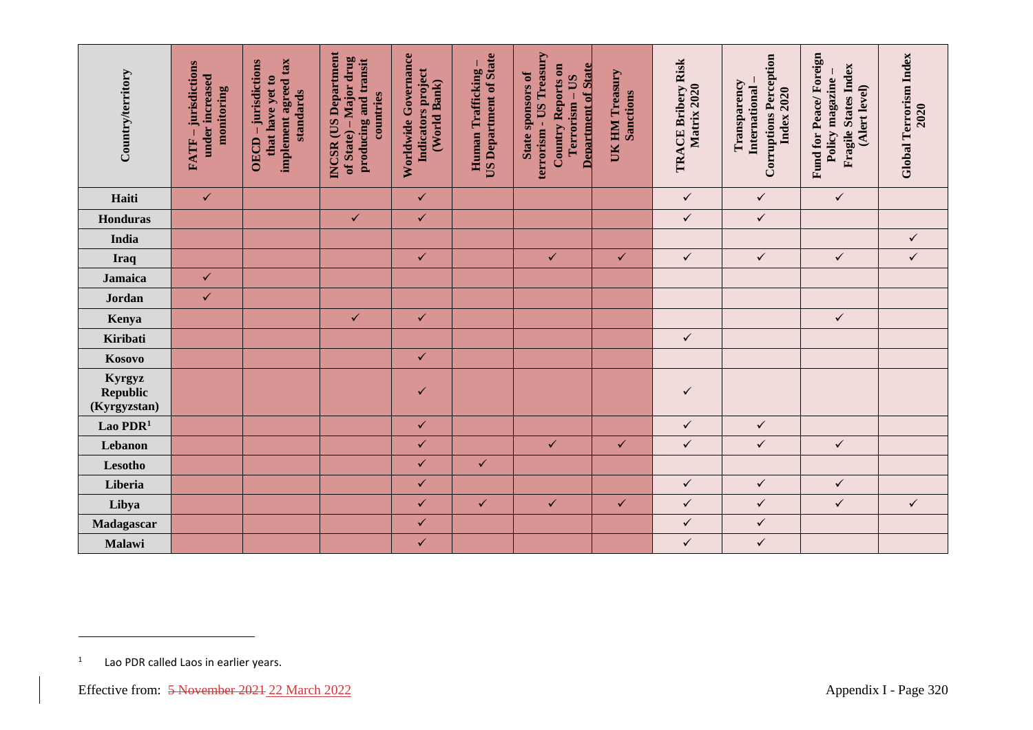| Country/territory | FATF – jurisdictions under increased monitoring | OECD – jurisdictions that have yet to implement agreed tax standards | INCSR (US Department of State) – Major drug producing and transit countries | Worldwide Governance Indicators project (World Bank) | Human Trafficking – US Department of State | State sponsors of terrorism - US Treasury Country Reports on Terrorism – US Department of State | UK HM Treasury Sanctions | TRACE Bribery Risk Matrix 2020 | Transparency International – Corruptions Perception Index 2020 | Fund for Peace/ Foreign Policy magazine – Fragile States Index (Alert level) | Global Terrorism Index 2020 |
|---|---|---|---|---|---|---|---|---|---|---|---|
| **Haiti** | ✓ | | | ✓ | | | | ✓ | ✓ | ✓ | |
| **Honduras** | | | ✓ | ✓ | | | | ✓ | ✓ | | |
| **India** | | | | | | | | | | | ✓ |
| **Iraq** | | | | ✓ | | ✓ | ✓ | ✓ | ✓ | ✓ | ✓ |
| **Jamaica** | ✓ | | | | | | | | | | |
| **Jordan** | ✓ | | | | | | | | | | |
| **Kenya** | | | ✓ | ✓ | | | | | | ✓ | |
| **Kiribati** | | | | | | | | ✓ | | | |
| **Kosovo** | | | | ✓ | | | | | | | |
| **Kyrgyz Republic (Kyrgyzstan)** | | | | ✓ | | | | ✓ | | | |
| **Lao PDR**[1] | | | | ✓ | | | | ✓ | ✓ | | |
| **Lebanon** | | | | ✓ | | ✓ | ✓ | ✓ | ✓ | ✓ | |
| **Lesotho** | | | | ✓ | ✓ | | | | | | |
| **Liberia** | | | | ✓ | | | | ✓ | ✓ | ✓ | |
| **Libya** | | | | ✓ | ✓ | ✓ | ✓ | ✓ | ✓ | ✓ | ✓ |
| **Madagascar** | | | | ✓ | | | | ✓ | ✓ | | |
| **Malawi** | | | | ✓ | | | | ✓ | ✓ | | |

[1] Lao PDR called Laos in earlier years.

Effective from: ~~5 November 2021~~ 22 March 2022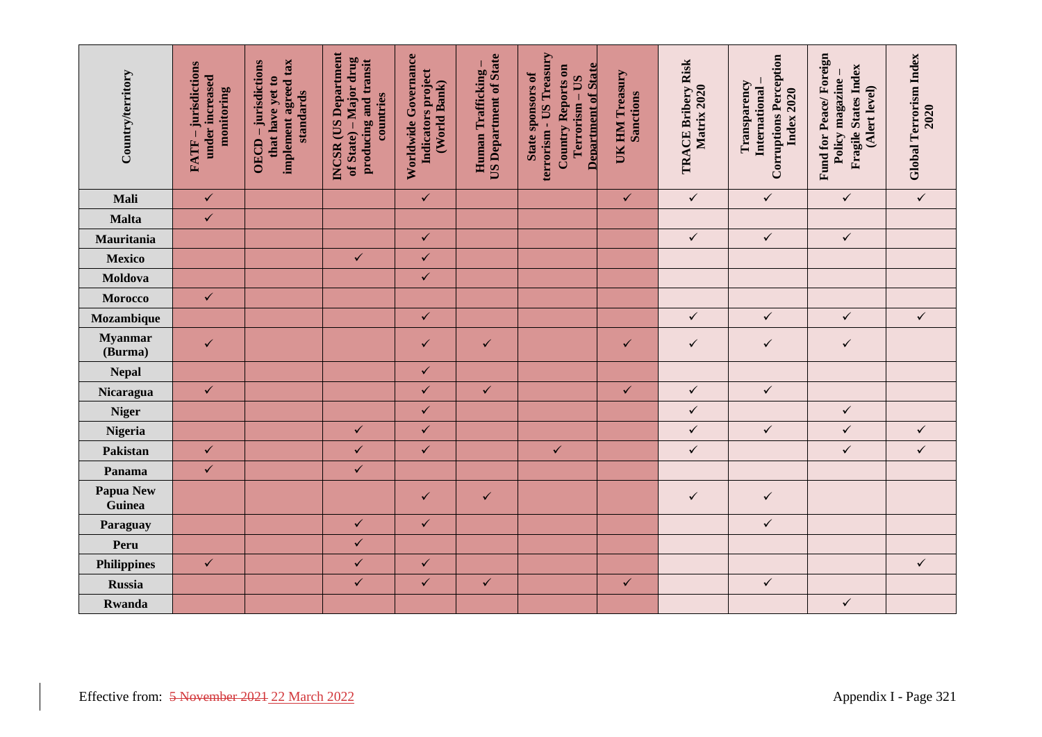| Country/territory | FATF – jurisdictions under increased monitoring | OECD – jurisdictions that have yet to implement agreed tax standards | INCSR (US Department of State) – Major drug producing and transit countries | Worldwide Governance Indicators project (World Bank) | Human Trafficking – US Department of State | State sponsors of terrorism - US Treasury Country Reports on Terrorism – US Department of State | UK HM Treasury Sanctions | TRACE Bribery Risk Matrix 2020 | Transparency International – Corruptions Perception Index 2020 | Fund for Peace/ Foreign Policy magazine – Fragile States Index (Alert level) | Global Terrorism Index 2020 |
|---|---|---|---|---|---|---|---|---|---|---|---|
| **Mali** | ✓ | | | ✓ | | | ✓ | ✓ | ✓ | ✓ | ✓ |
| **Malta** | ✓ | | | | | | | | | | |
| **Mauritania** | | | | ✓ | | | | ✓ | ✓ | ✓ | |
| **Mexico** | | | ✓ | ✓ | | | | | | | |
| **Moldova** | | | | ✓ | | | | | | | |
| **Morocco** | ✓ | | | | | | | | | | |
| **Mozambique** | | | | ✓ | | | | ✓ | ✓ | ✓ | ✓ |
| **Myanmar (Burma)** | ✓ | | | ✓ | ✓ | | ✓ | ✓ | ✓ | ✓ | |
| **Nepal** | | | | ✓ | | | | | | | |
| **Nicaragua** | ✓ | | | ✓ | ✓ | | ✓ | ✓ | ✓ | | |
| **Niger** | | | | ✓ | | | | ✓ | | ✓ | |
| **Nigeria** | | | ✓ | ✓ | | | | ✓ | ✓ | ✓ | ✓ |
| **Pakistan** | ✓ | | ✓ | ✓ | | ✓ | | ✓ | | ✓ | ✓ |
| **Panama** | ✓ | | ✓ | | | | | | | | |
| **Papua New Guinea** | | | | ✓ | ✓ | | | ✓ | ✓ | | |
| **Paraguay** | | | ✓ | ✓ | | | | | ✓ | | |
| **Peru** | | | ✓ | | | | | | | | |
| **Philippines** | ✓ | | ✓ | ✓ | | | | | | | ✓ |
| **Russia** | | | ✓ | ✓ | ✓ | | ✓ | | ✓ | | |
| **Rwanda** | | | | | | | | | | ✓ | |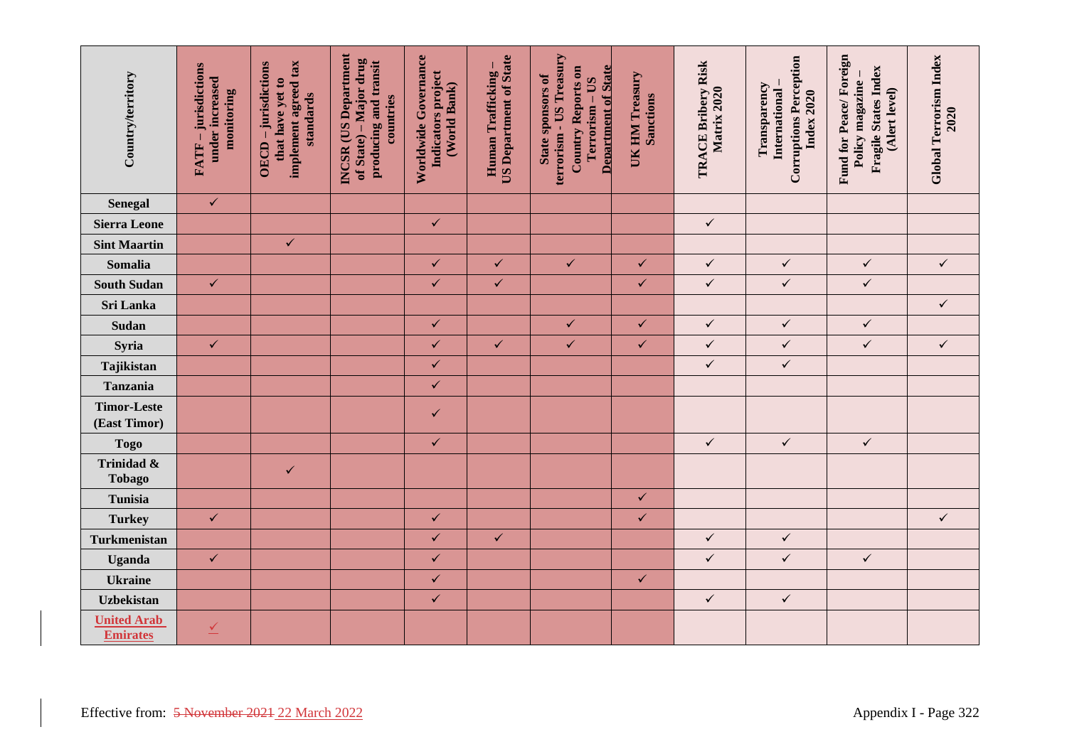| Country/territory | FATF – jurisdictions under increased monitoring | OECD – jurisdictions that have yet to implement agreed tax standards | INCSR (US Department of State) – Major drug producing and transit countries | Worldwide Governance Indicators project (World Bank) | Human Trafficking – US Department of State | State sponsors of terrorism - US Treasury Country Reports on Terrorism – US Department of State | UK HM Treasury Sanctions | TRACE Bribery Risk Matrix 2020 | Transparency International – Corruptions Perception Index 2020 | Fund for Peace/ Foreign Policy magazine – Fragile States Index (Alert level) | Global Terrorism Index 2020 |
|---|---|---|---|---|---|---|---|---|---|---|---|
| **Senegal** | ✓ | | | | | | | | | | |
| **Sierra Leone** | | | | ✓ | | | | ✓ | | | |
| **Sint Maartin** | | ✓ | | | | | | | | | |
| **Somalia** | | | | ✓ | ✓ | ✓ | ✓ | ✓ | ✓ | ✓ | ✓ |
| **South Sudan** | ✓ | | | ✓ | ✓ | | ✓ | ✓ | ✓ | ✓ | |
| **Sri Lanka** | | | | | | | | | | | ✓ |
| **Sudan** | | | | ✓ | | ✓ | ✓ | ✓ | ✓ | ✓ | |
| **Syria** | ✓ | | | ✓ | ✓ | ✓ | ✓ | ✓ | ✓ | ✓ | ✓ |
| **Tajikistan** | | | | ✓ | | | | ✓ | ✓ | | |
| **Tanzania** | | | | ✓ | | | | | | | |
| **Timor-Leste (East Timor)** | | | | ✓ | | | | | | | |
| **Togo** | | | | ✓ | | | | ✓ | ✓ | ✓ | |
| **Trinidad & Tobago** | | ✓ | | | | | | | | | |
| **Tunisia** | | | | | | | ✓ | | | | |
| **Turkey** | ✓ | | | ✓ | | | ✓ | | | | ✓ |
| **Turkmenistan** | | | | ✓ | ✓ | | | ✓ | ✓ | | |
| **Uganda** | ✓ | | | ✓ | | | | ✓ | ✓ | ✓ | |
| **Ukraine** | | | | ✓ | | | ✓ | | | | |
| **Uzbekistan** | | | | ✓ | | | | ✓ | ✓ | | |
| **United Arab Emirates** | ✓ | | | | | | | | | | |

Effective from: ~~5 November 2021~~ 22 March 2022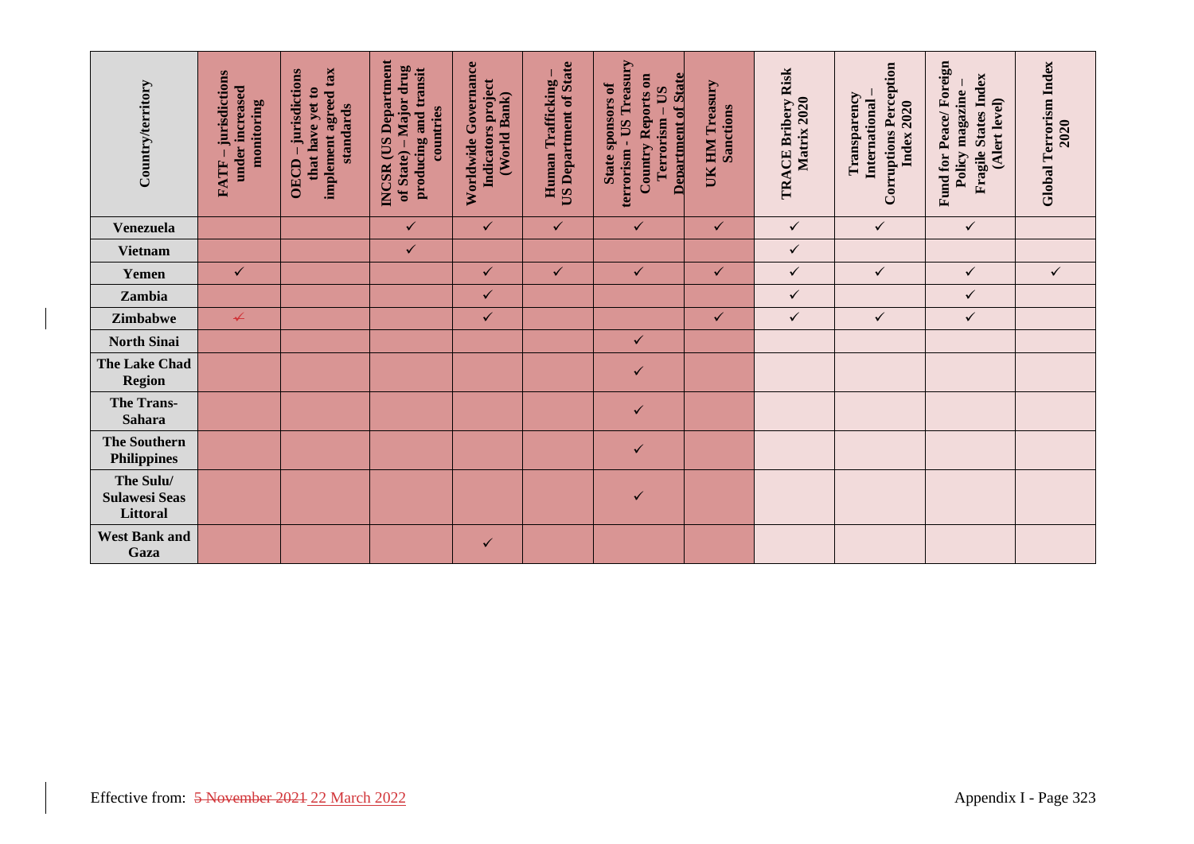| Country/territory | FATF – jurisdictions under increased monitoring | OECD – jurisdictions that have yet to implement agreed tax standards | INCSR (US Department of State) – Major drug producing and transit countries | Worldwide Governance Indicators project (World Bank) | Human Trafficking – US Department of State | State sponsors of terrorism - US Treasury Country Reports on Terrorism – US Department of State | UK HM Treasury Sanctions | TRACE Bribery Risk Matrix 2020 | Transparency International – Corruptions Perception Index 2020 | Fund for Peace/ Foreign Policy magazine – Fragile States Index (Alert level) | Global Terrorism Index 2020 |
|---|---|---|---|---|---|---|---|---|---|---|---|
| **Venezuela** | | | ✓ | ✓ | ✓ | ✓ | ✓ | ✓ | ✓ | ✓ | |
| **Vietnam** | | | ✓ | | | | | ✓ | | | |
| **Yemen** | ✓ | | | ✓ | ✓ | ✓ | ✓ | ✓ | ✓ | ✓ | ✓ |
| **Zambia** | | | | ✓ | | | | ✓ | | ✓ | |
| **Zimbabwe** | ~~✓~~ | | | ✓ | | | ✓ | ✓ | ✓ | ✓ | |
| **North Sinai** | | | | | | ✓ | | | | | |
| **The Lake Chad Region** | | | | | | ✓ | | | | | |
| **The Trans-Sahara** | | | | | | ✓ | | | | | |
| **The Southern Philippines** | | | | | | ✓ | | | | | |
| **The Sulu/ Sulawesi Seas Littoral** | | | | | | ✓ | | | | | |
| **West Bank and Gaza** | | | | ✓ | | | | | | | |

Effective from: ~~5 November 2021~~ 22 March 2022

Appendix I - Page 323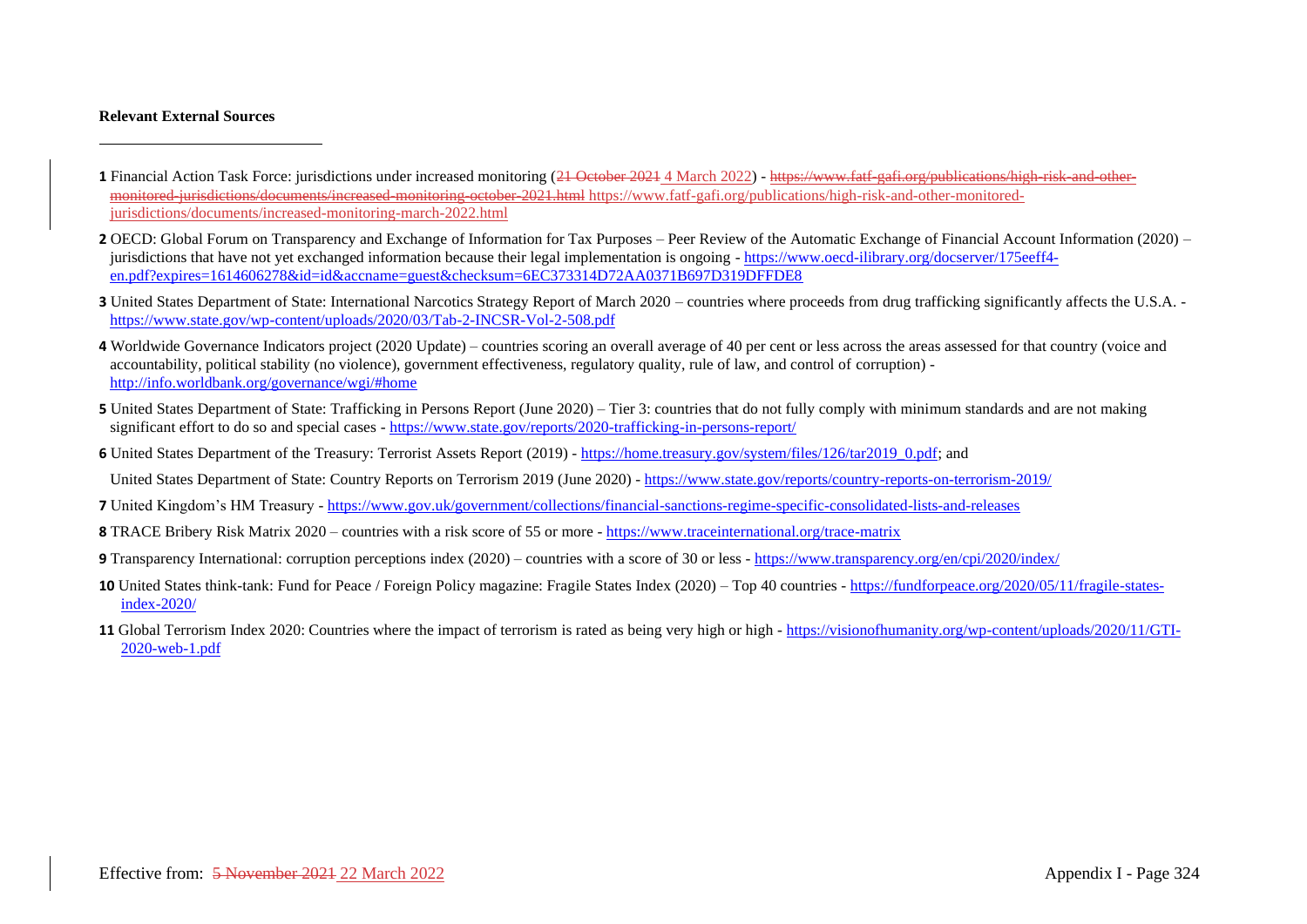**Relevant External Sources**

**1** Financial Action Task Force: jurisdictions under increased monitoring (~~21 October 2021~~ 4 March 2022) - ~~https://www.fatf-gafi.org/publications/high-risk-and-other-monitored-jurisdictions/documents/increased-monitoring-october-2021.html~~ https://www.fatf-gafi.org/publications/high-risk-and-other-monitored-jurisdictions/documents/increased-monitoring-march-2022.html

**2** OECD: Global Forum on Transparency and Exchange of Information for Tax Purposes – Peer Review of the Automatic Exchange of Financial Account Information (2020) – jurisdictions that have not yet exchanged information because their legal implementation is ongoing - https://www.oecd-ilibrary.org/docserver/175eeff4-en.pdf?expires=1614606278&id=id&accname=guest&checksum=6EC373314D72AA0371B697D319DFFDE8

**3** United States Department of State: International Narcotics Strategy Report of March 2020 – countries where proceeds from drug trafficking significantly affects the U.S.A. - https://www.state.gov/wp-content/uploads/2020/03/Tab-2-INCSR-Vol-2-508.pdf

**4** Worldwide Governance Indicators project (2020 Update) – countries scoring an overall average of 40 per cent or less across the areas assessed for that country (voice and accountability, political stability (no violence), government effectiveness, regulatory quality, rule of law, and control of corruption) - http://info.worldbank.org/governance/wgi/#home

**5** United States Department of State: Trafficking in Persons Report (June 2020) – Tier 3: countries that do not fully comply with minimum standards and are not making significant effort to do so and special cases - https://www.state.gov/reports/2020-trafficking-in-persons-report/

**6** United States Department of the Treasury: Terrorist Assets Report (2019) - https://home.treasury.gov/system/files/126/tar2019_0.pdf; and

United States Department of State: Country Reports on Terrorism 2019 (June 2020) - https://www.state.gov/reports/country-reports-on-terrorism-2019/

**7** United Kingdom's HM Treasury - https://www.gov.uk/government/collections/financial-sanctions-regime-specific-consolidated-lists-and-releases

**8** TRACE Bribery Risk Matrix 2020 – countries with a risk score of 55 or more - https://www.traceinternational.org/trace-matrix

**9** Transparency International: corruption perceptions index (2020) – countries with a score of 30 or less - https://www.transparency.org/en/cpi/2020/index/

**10** United States think-tank: Fund for Peace / Foreign Policy magazine: Fragile States Index (2020) – Top 40 countries - https://fundforpeace.org/2020/05/11/fragile-states-index-2020/

**11** Global Terrorism Index 2020: Countries where the impact of terrorism is rated as being very high or high - https://visionofhumanity.org/wp-content/uploads/2020/11/GTI-2020-web-1.pdf